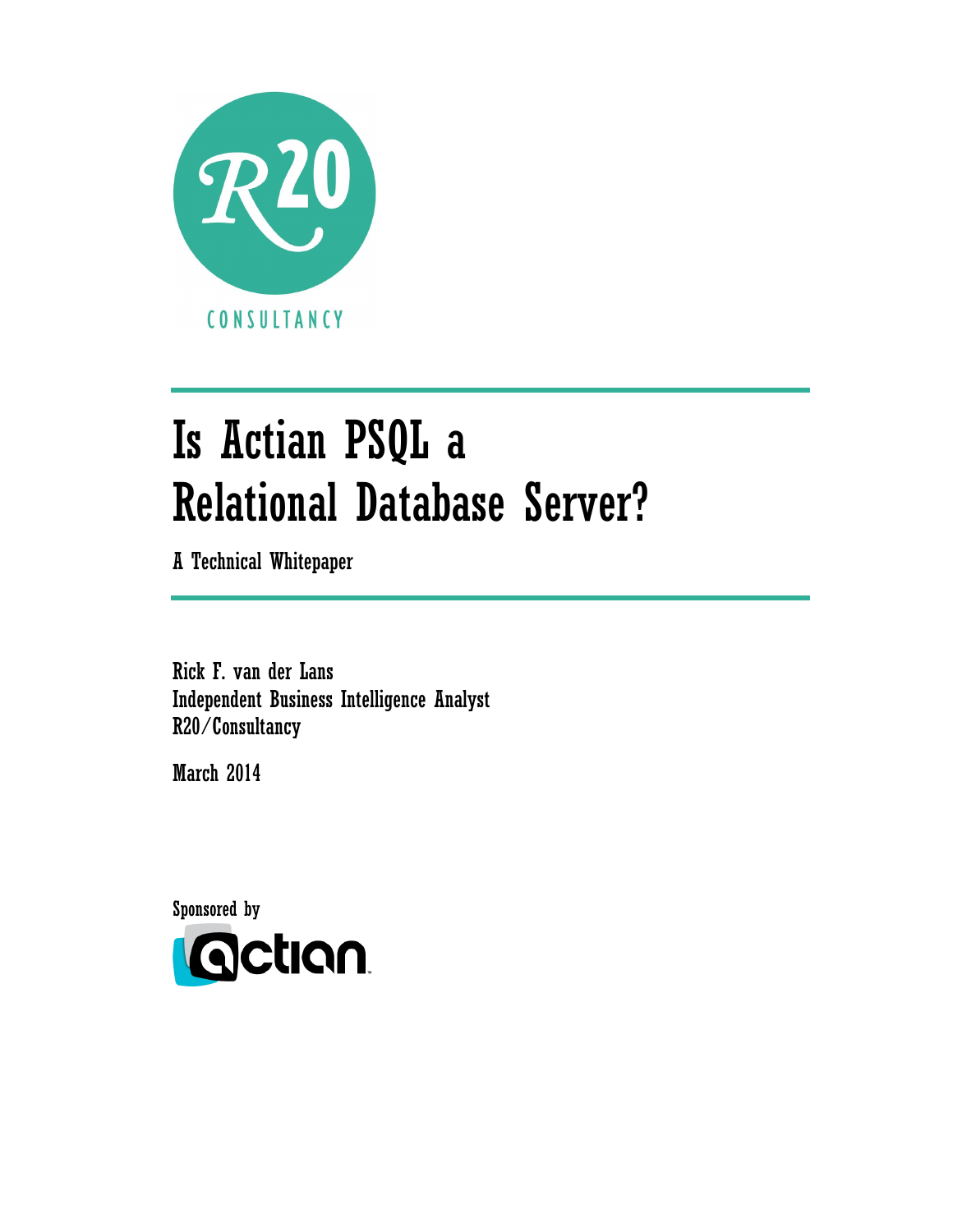R20

CONSULTANCY

# Is Actian PSQL a Relational Database Server?

A Technical Whitepaper

Rick F. van der Lans
Independent Business Intelligence Analyst
R20/Consultancy

March 2014

Sponsored by

actian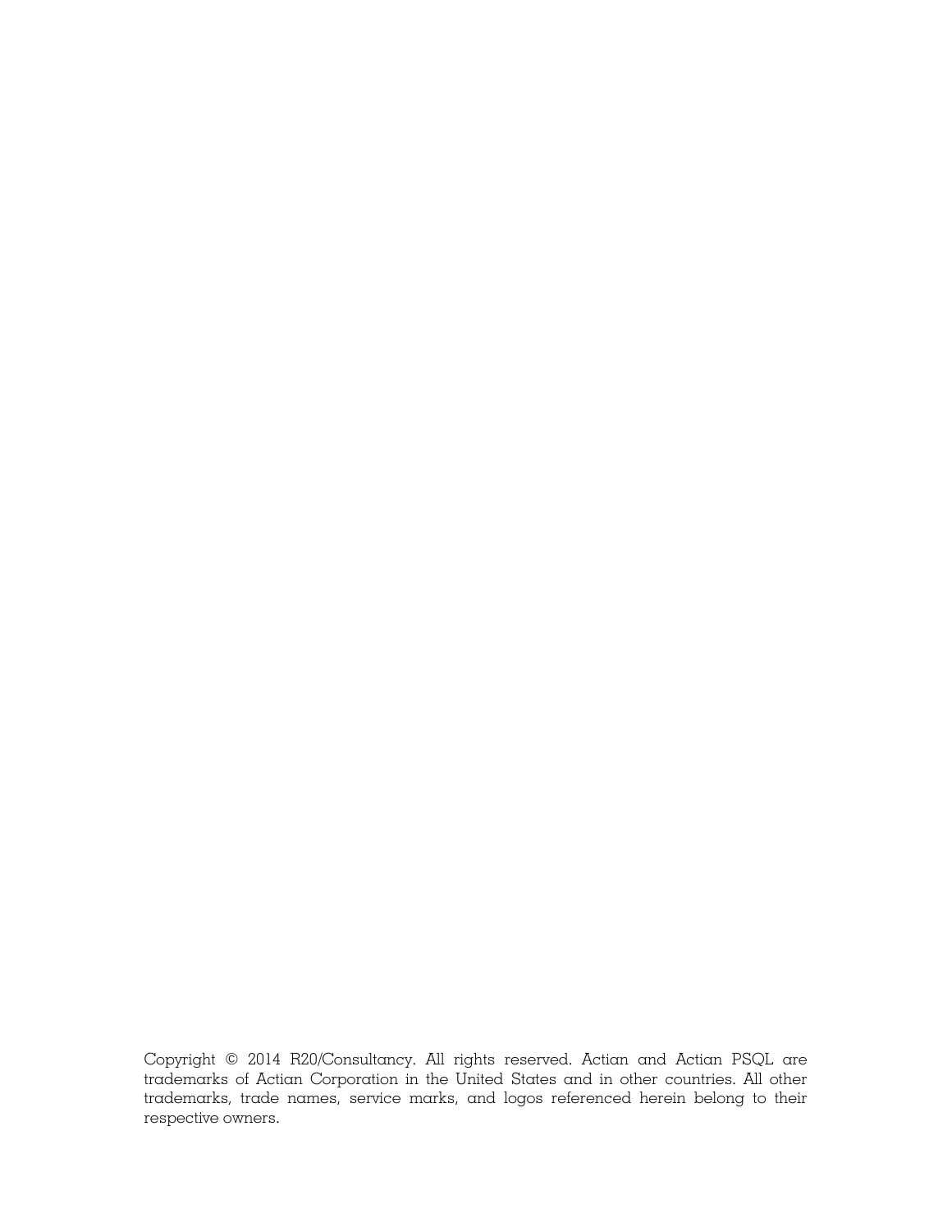Copyright © 2014 R20/Consultancy. All rights reserved. Actian and Actian PSQL are trademarks of Actian Corporation in the United States and in other countries. All other trademarks, trade names, service marks, and logos referenced herein belong to their respective owners.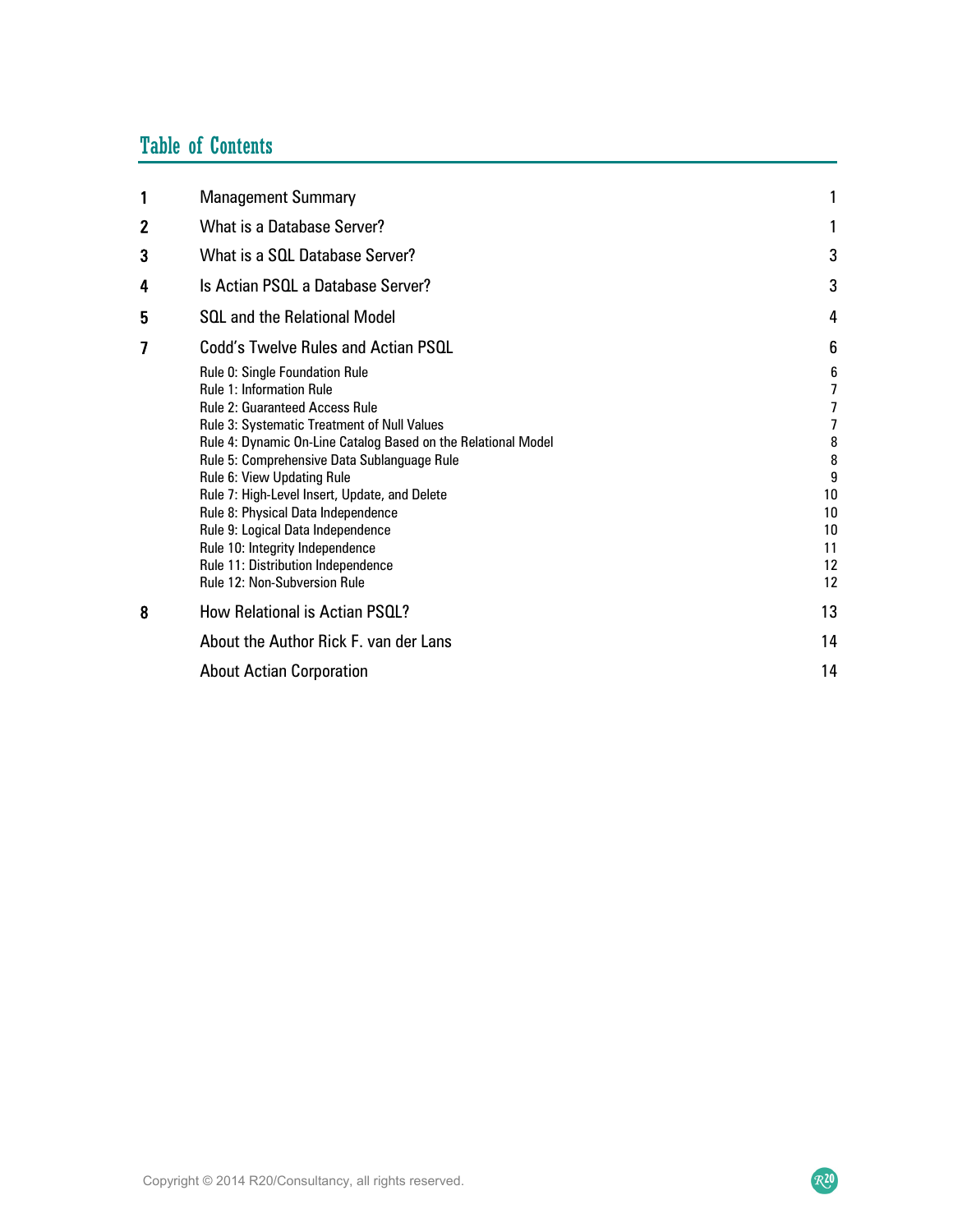## Table of Contents

| | | |
|---|---|---|
| 1 | Management Summary | 1 |
| 2 | What is a Database Server? | 1 |
| 3 | What is a SQL Database Server? | 3 |
| 4 | Is Actian PSQL a Database Server? | 3 |
| 5 | SQL and the Relational Model | 4 |
| 7 | Codd's Twelve Rules and Actian PSQL | 6 |
| | Rule 0: Single Foundation Rule | 6 |
| | Rule 1: Information Rule | 7 |
| | Rule 2: Guaranteed Access Rule | 7 |
| | Rule 3: Systematic Treatment of Null Values | 7 |
| | Rule 4: Dynamic On-Line Catalog Based on the Relational Model | 8 |
| | Rule 5: Comprehensive Data Sublanguage Rule | 8 |
| | Rule 6: View Updating Rule | 9 |
| | Rule 7: High-Level Insert, Update, and Delete | 10 |
| | Rule 8: Physical Data Independence | 10 |
| | Rule 9: Logical Data Independence | 10 |
| | Rule 10: Integrity Independence | 11 |
| | Rule 11: Distribution Independence | 12 |
| | Rule 12: Non-Subversion Rule | 12 |
| 8 | How Relational is Actian PSQL? | 13 |
| | About the Author Rick F. van der Lans | 14 |
| | About Actian Corporation | 14 |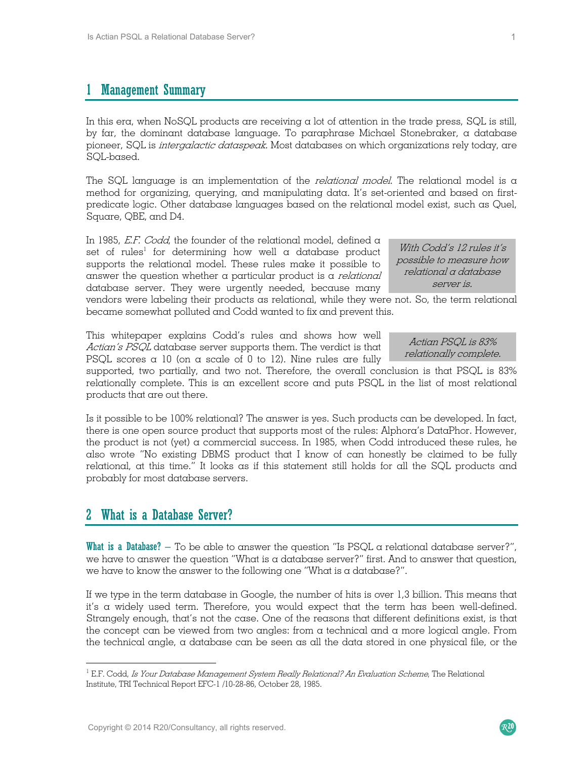## 1 Management Summary

In this era, when NoSQL products are receiving a lot of attention in the trade press, SQL is still, by far, the dominant database language. To paraphrase Michael Stonebraker, a database pioneer, SQL is *intergalactic dataspeak*. Most databases on which organizations rely today, are SQL-based.

The SQL language is an implementation of the *relational model*. The relational model is a method for organizing, querying, and manipulating data. It's set-oriented and based on first-predicate logic. Other database languages based on the relational model exist, such as Quel, Square, QBE, and D4.

In 1985, *E.F. Codd*, the founder of the relational model, defined a set of rules[1] for determining how well a database product supports the relational model. These rules make it possible to answer the question whether a particular product is a *relational* database server. They were urgently needed, because many vendors were labeling their products as relational, while they were not. So, the term relational became somewhat polluted and Codd wanted to fix and prevent this.

> *With Codd's 12 rules it's possible to measure how relational a database server is.*

This whitepaper explains Codd's rules and shows how well *Actian's PSQL* database server supports them. The verdict is that PSQL scores a 10 (on a scale of 0 to 12). Nine rules are fully supported, two partially, and two not. Therefore, the overall conclusion is that PSQL is 83% relationally complete. This is an excellent score and puts PSQL in the list of most relational products that are out there.

> *Actian PSQL is 83% relationally complete.*

Is it possible to be 100% relational? The answer is yes. Such products can be developed. In fact, there is one open source product that supports most of the rules: Alphora's DataPhor. However, the product is not (yet) a commercial success. In 1985, when Codd introduced these rules, he also wrote "No existing DBMS product that I know of can honestly be claimed to be fully relational, at this time." It looks as if this statement still holds for all the SQL products and probably for most database servers.

## 2 What is a Database Server?

**What is a Database?** – To be able to answer the question "Is PSQL a relational database server?", we have to answer the question "What is a database server?" first. And to answer that question, we have to know the answer to the following one "What is a database?".

If we type in the term database in Google, the number of hits is over 1,3 billion. This means that it's a widely used term. Therefore, you would expect that the term has been well-defined. Strangely enough, that's not the case. One of the reasons that different definitions exist, is that the concept can be viewed from two angles: from a technical and a more logical angle. From the technical angle, a database can be seen as all the data stored in one physical file, or the

---

[1] E.F. Codd, *Is Your Database Management System Really Relational? An Evaluation Scheme*, The Relational Institute, TRI Technical Report EFC-1 /10-28-86, October 28, 1985.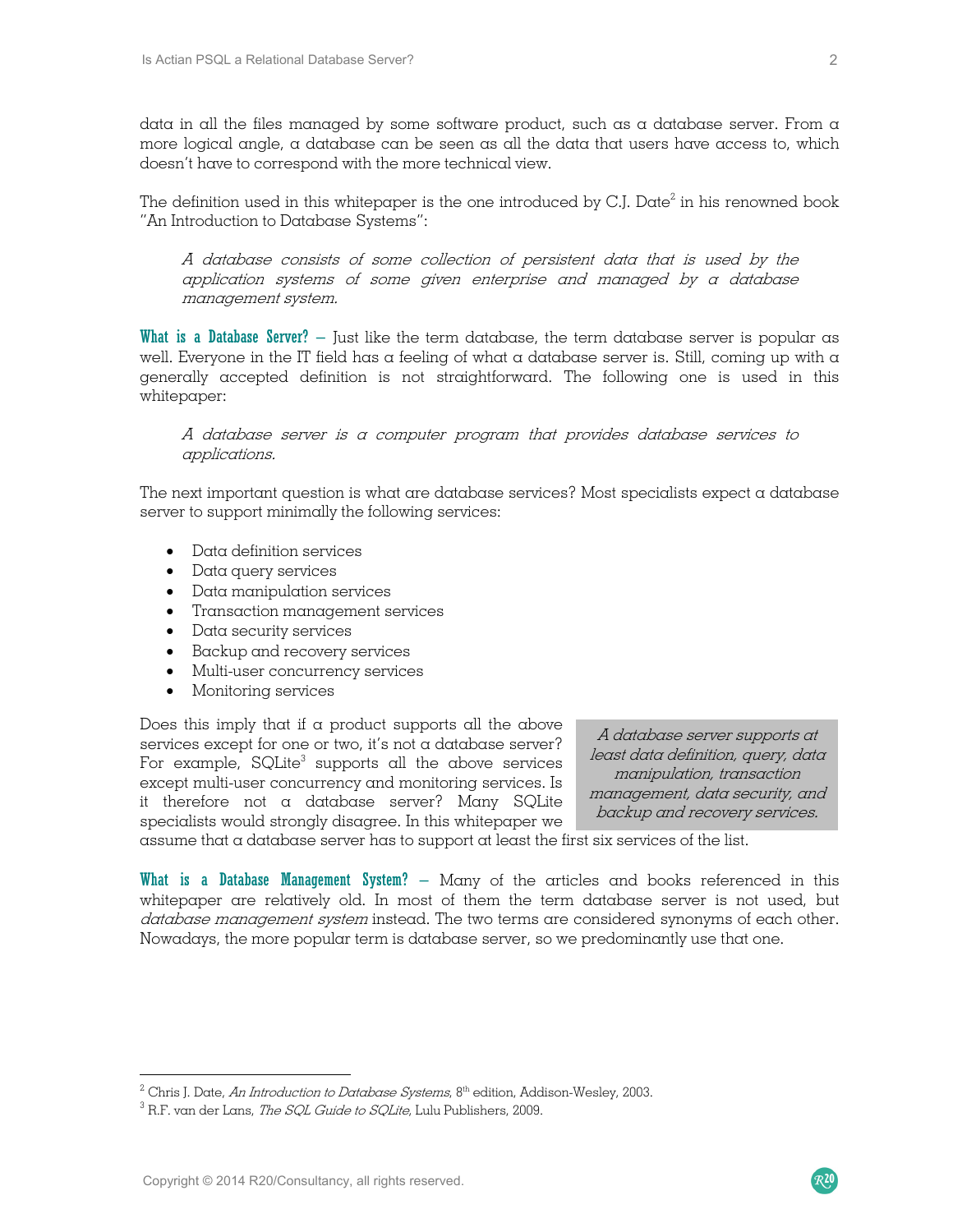data in all the files managed by some software product, such as a database server. From a more logical angle, a database can be seen as all the data that users have access to, which doesn't have to correspond with the more technical view.

The definition used in this whitepaper is the one introduced by C.J. Date[2] in his renowned book "An Introduction to Database Systems":

> *A database consists of some collection of persistent data that is used by the application systems of some given enterprise and managed by a database management system.*

**What is a Database Server?** – Just like the term database, the term database server is popular as well. Everyone in the IT field has a feeling of what a database server is. Still, coming up with a generally accepted definition is not straightforward. The following one is used in this whitepaper:

> *A database server is a computer program that provides database services to applications.*

The next important question is what are database services? Most specialists expect a database server to support minimally the following services:

- Data definition services
- Data query services
- Data manipulation services
- Transaction management services
- Data security services
- Backup and recovery services
- Multi-user concurrency services
- Monitoring services

Does this imply that if a product supports all the above services except for one or two, it's not a database server? For example, SQLite[3] supports all the above services except multi-user concurrency and monitoring services. Is it therefore not a database server? Many SQLite specialists would strongly disagree. In this whitepaper we assume that a database server has to support at least the first six services of the list.

> *A database server supports at least data definition, query, data manipulation, transaction management, data security, and backup and recovery services.*

**What is a Database Management System?** – Many of the articles and books referenced in this whitepaper are relatively old. In most of them the term database server is not used, but *database management system* instead. The two terms are considered synonyms of each other. Nowadays, the more popular term is database server, so we predominantly use that one.

---

[2] Chris J. Date, *An Introduction to Database Systems*, 8th edition, Addison-Wesley, 2003.

[3] R.F. van der Lans, *The SQL Guide to SQLite*, Lulu Publishers, 2009.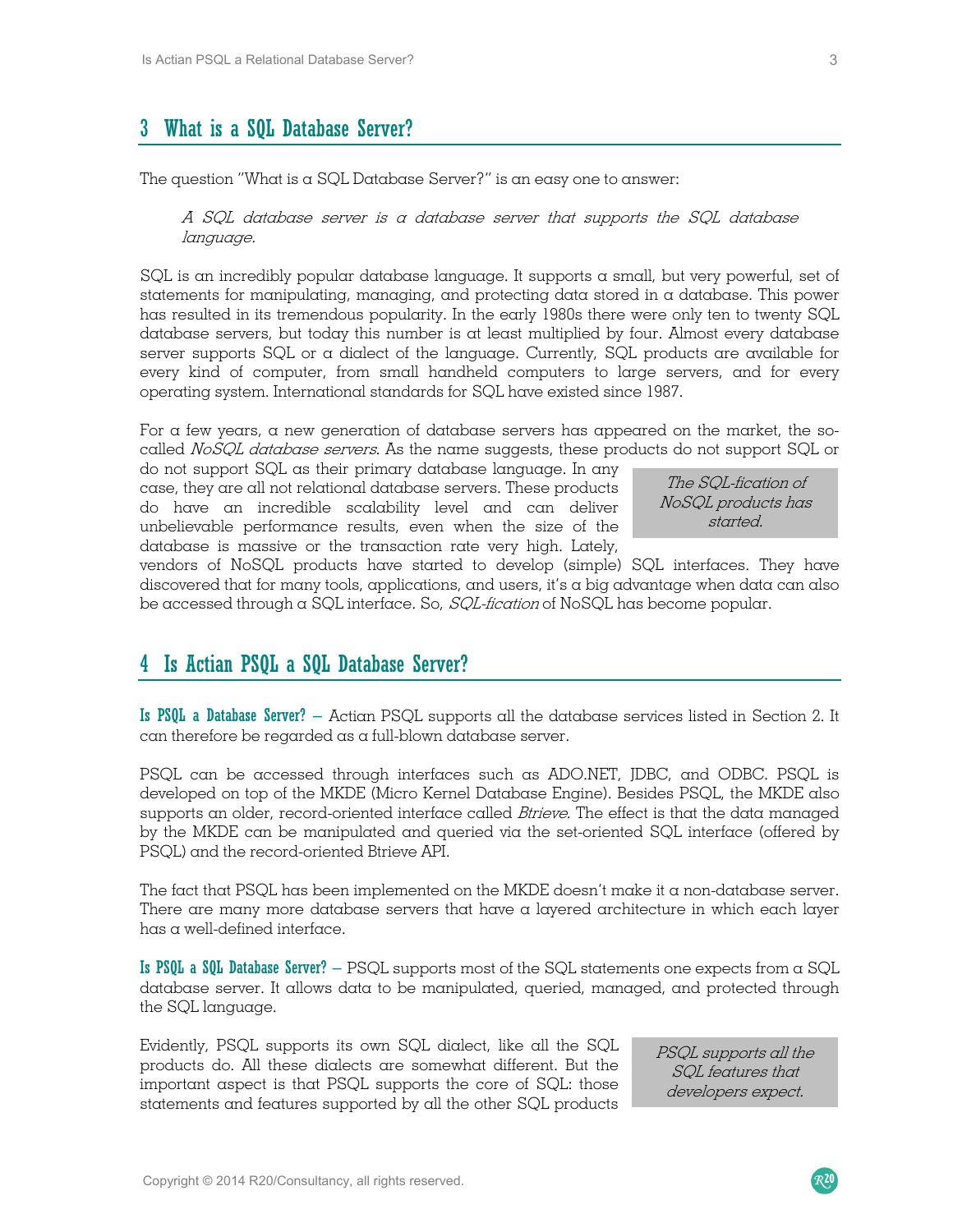## 3 What is a SQL Database Server?

The question "What is a SQL Database Server?" is an easy one to answer:

> *A SQL database server is a database server that supports the SQL database language.*

SQL is an incredibly popular database language. It supports a small, but very powerful, set of statements for manipulating, managing, and protecting data stored in a database. This power has resulted in its tremendous popularity. In the early 1980s there were only ten to twenty SQL database servers, but today this number is at least multiplied by four. Almost every database server supports SQL or a dialect of the language. Currently, SQL products are available for every kind of computer, from small handheld computers to large servers, and for every operating system. International standards for SQL have existed since 1987.

For a few years, a new generation of database servers has appeared on the market, the so-called *NoSQL database servers*. As the name suggests, these products do not support SQL or do not support SQL as their primary database language. In any case, they are all not relational database servers. These products do have an incredible scalability level and can deliver unbelievable performance results, even when the size of the database is massive or the transaction rate very high. Lately, vendors of NoSQL products have started to develop (simple) SQL interfaces. They have discovered that for many tools, applications, and users, it's a big advantage when data can also be accessed through a SQL interface. So, *SQL-fication* of NoSQL has become popular.

> *The SQL-fication of NoSQL products has started.*

## 4 Is Actian PSQL a SQL Database Server?

**Is PSQL a Database Server?** – Actian PSQL supports all the database services listed in Section 2. It can therefore be regarded as a full-blown database server.

PSQL can be accessed through interfaces such as ADO.NET, JDBC, and ODBC. PSQL is developed on top of the MKDE (Micro Kernel Database Engine). Besides PSQL, the MKDE also supports an older, record-oriented interface called *Btrieve*. The effect is that the data managed by the MKDE can be manipulated and queried via the set-oriented SQL interface (offered by PSQL) and the record-oriented Btrieve API.

The fact that PSQL has been implemented on the MKDE doesn't make it a non-database server. There are many more database servers that have a layered architecture in which each layer has a well-defined interface.

**Is PSQL a SQL Database Server?** – PSQL supports most of the SQL statements one expects from a SQL database server. It allows data to be manipulated, queried, managed, and protected through the SQL language.

Evidently, PSQL supports its own SQL dialect, like all the SQL products do. All these dialects are somewhat different. But the important aspect is that PSQL supports the core of SQL: those statements and features supported by all the other SQL products

> *PSQL supports all the SQL features that developers expect.*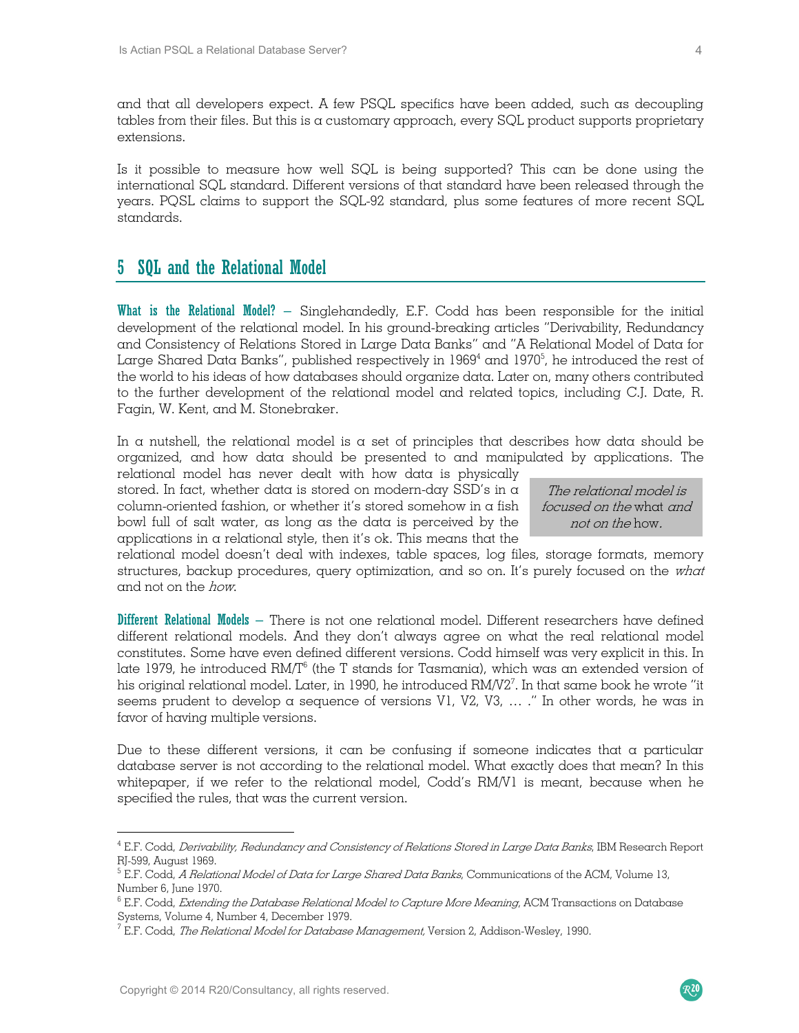and that all developers expect. A few PSQL specifics have been added, such as decoupling tables from their files. But this is a customary approach, every SQL product supports proprietary extensions.

Is it possible to measure how well SQL is being supported? This can be done using the international SQL standard. Different versions of that standard have been released through the years. PQSL claims to support the SQL-92 standard, plus some features of more recent SQL standards.

## 5 SQL and the Relational Model

**What is the Relational Model?** – Singlehandedly, E.F. Codd has been responsible for the initial development of the relational model. In his ground-breaking articles "Derivability, Redundancy and Consistency of Relations Stored in Large Data Banks" and "A Relational Model of Data for Large Shared Data Banks", published respectively in 1969[4] and 1970[5], he introduced the rest of the world to his ideas of how databases should organize data. Later on, many others contributed to the further development of the relational model and related topics, including C.J. Date, R. Fagin, W. Kent, and M. Stonebraker.

In a nutshell, the relational model is a set of principles that describes how data should be organized, and how data should be presented to and manipulated by applications. The relational model has never dealt with how data is physically stored. In fact, whether data is stored on modern-day SSD's in a column-oriented fashion, or whether it's stored somehow in a fish bowl full of salt water, as long as the data is perceived by the applications in a relational style, then it's ok. This means that the relational model doesn't deal with indexes, table spaces, log files, storage formats, memory structures, backup procedures, query optimization, and so on. It's purely focused on the *what* and not on the *how*.

> *The relational model is focused on the* what *and not on the* how.

**Different Relational Models** – There is not one relational model. Different researchers have defined different relational models. And they don't always agree on what the real relational model constitutes. Some have even defined different versions. Codd himself was very explicit in this. In late 1979, he introduced RM/T[6] (the T stands for Tasmania), which was an extended version of his original relational model. Later, in 1990, he introduced RM/V2[7]. In that same book he wrote "it seems prudent to develop a sequence of versions V1, V2, V3, … ." In other words, he was in favor of having multiple versions.

Due to these different versions, it can be confusing if someone indicates that a particular database server is not according to the relational model. What exactly does that mean? In this whitepaper, if we refer to the relational model, Codd's RM/V1 is meant, because when he specified the rules, that was the current version.

---

[4] E.F. Codd, *Derivability, Redundancy and Consistency of Relations Stored in Large Data Banks*, IBM Research Report RJ-599, August 1969.

[5] E.F. Codd, *A Relational Model of Data for Large Shared Data Banks*, Communications of the ACM, Volume 13, Number 6, June 1970.

[6] E.F. Codd, *Extending the Database Relational Model to Capture More Meaning*, ACM Transactions on Database Systems, Volume 4, Number 4, December 1979.

[7] E.F. Codd, *The Relational Model for Database Management*, Version 2, Addison-Wesley, 1990.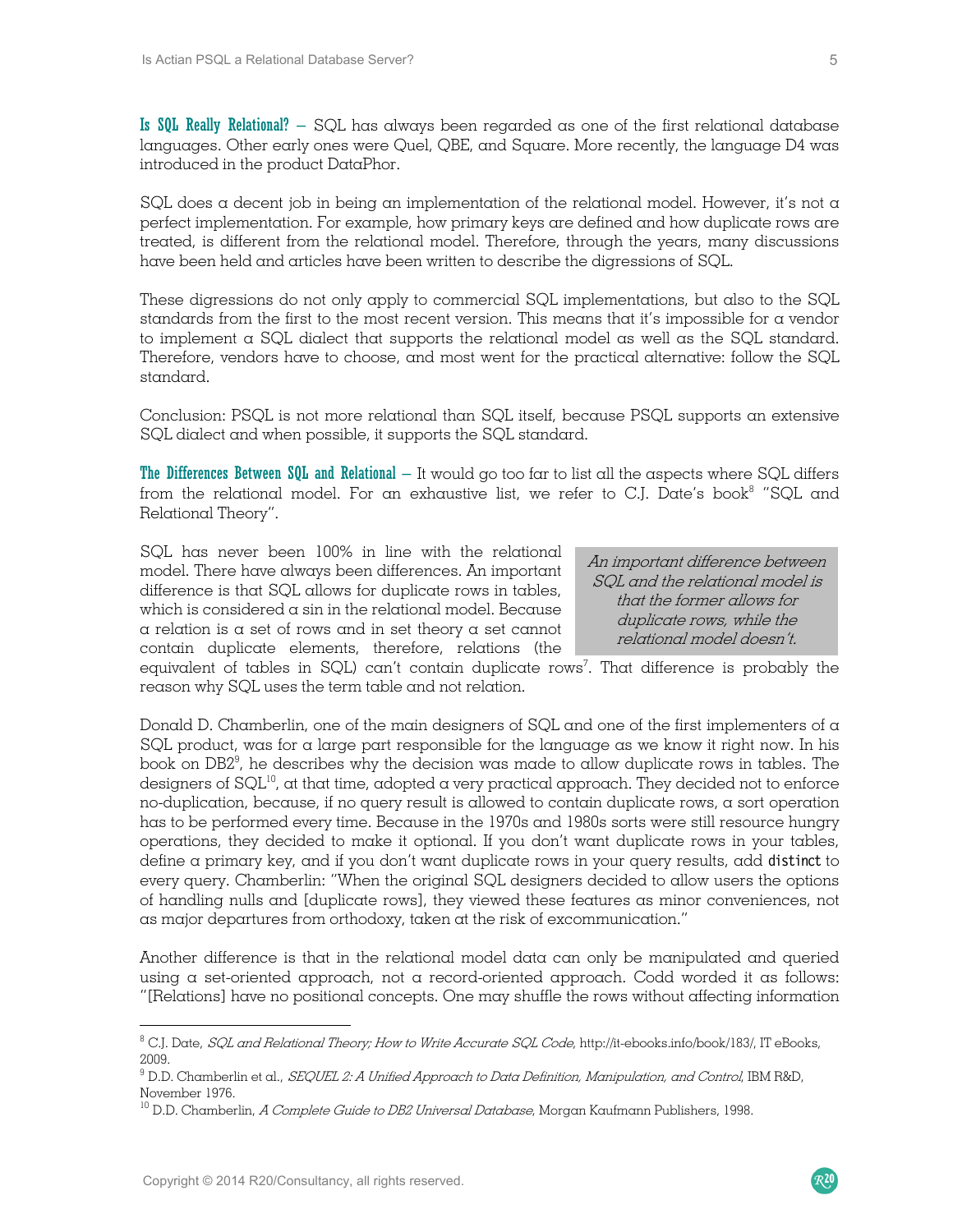**Is SQL Really Relational?** – SQL has always been regarded as one of the first relational database languages. Other early ones were Quel, QBE, and Square. More recently, the language D4 was introduced in the product DataPhor.

SQL does a decent job in being an implementation of the relational model. However, it's not a perfect implementation. For example, how primary keys are defined and how duplicate rows are treated, is different from the relational model. Therefore, through the years, many discussions have been held and articles have been written to describe the digressions of SQL.

These digressions do not only apply to commercial SQL implementations, but also to the SQL standards from the first to the most recent version. This means that it's impossible for a vendor to implement a SQL dialect that supports the relational model as well as the SQL standard. Therefore, vendors have to choose, and most went for the practical alternative: follow the SQL standard.

Conclusion: PSQL is not more relational than SQL itself, because PSQL supports an extensive SQL dialect and when possible, it supports the SQL standard.

**The Differences Between SQL and Relational** – It would go too far to list all the aspects where SQL differs from the relational model. For an exhaustive list, we refer to C.J. Date's book[8] "SQL and Relational Theory".

> *An important difference between SQL and the relational model is that the former allows for duplicate rows, while the relational model doesn't.*

SQL has never been 100% in line with the relational model. There have always been differences. An important difference is that SQL allows for duplicate rows in tables, which is considered a sin in the relational model. Because a relation is a set of rows and in set theory a set cannot contain duplicate elements, therefore, relations (the equivalent of tables in SQL) can't contain duplicate rows[7]. That difference is probably the reason why SQL uses the term table and not relation.

Donald D. Chamberlin, one of the main designers of SQL and one of the first implementers of a SQL product, was for a large part responsible for the language as we know it right now. In his book on DB2[9], he describes why the decision was made to allow duplicate rows in tables. The designers of SQL[10], at that time, adopted a very practical approach. They decided not to enforce no-duplication, because, if no query result is allowed to contain duplicate rows, a sort operation has to be performed every time. Because in the 1970s and 1980s sorts were still resource hungry operations, they decided to make it optional. If you don't want duplicate rows in your tables, define a primary key, and if you don't want duplicate rows in your query results, add `distinct` to every query. Chamberlin: "When the original SQL designers decided to allow users the options of handling nulls and [duplicate rows], they viewed these features as minor conveniences, not as major departures from orthodoxy, taken at the risk of excommunication."

Another difference is that in the relational model data can only be manipulated and queried using a set-oriented approach, not a record-oriented approach. Codd worded it as follows: "[Relations] have no positional concepts. One may shuffle the rows without affecting information

---

[8] C.J. Date, *SQL and Relational Theory; How to Write Accurate SQL Code*, http://it-ebooks.info/book/183/, IT eBooks, 2009.

[9] D.D. Chamberlin et al., *SEQUEL 2: A Unified Approach to Data Definition, Manipulation, and Control*, IBM R&D, November 1976.

[10] D.D. Chamberlin, *A Complete Guide to DB2 Universal Database*, Morgan Kaufmann Publishers, 1998.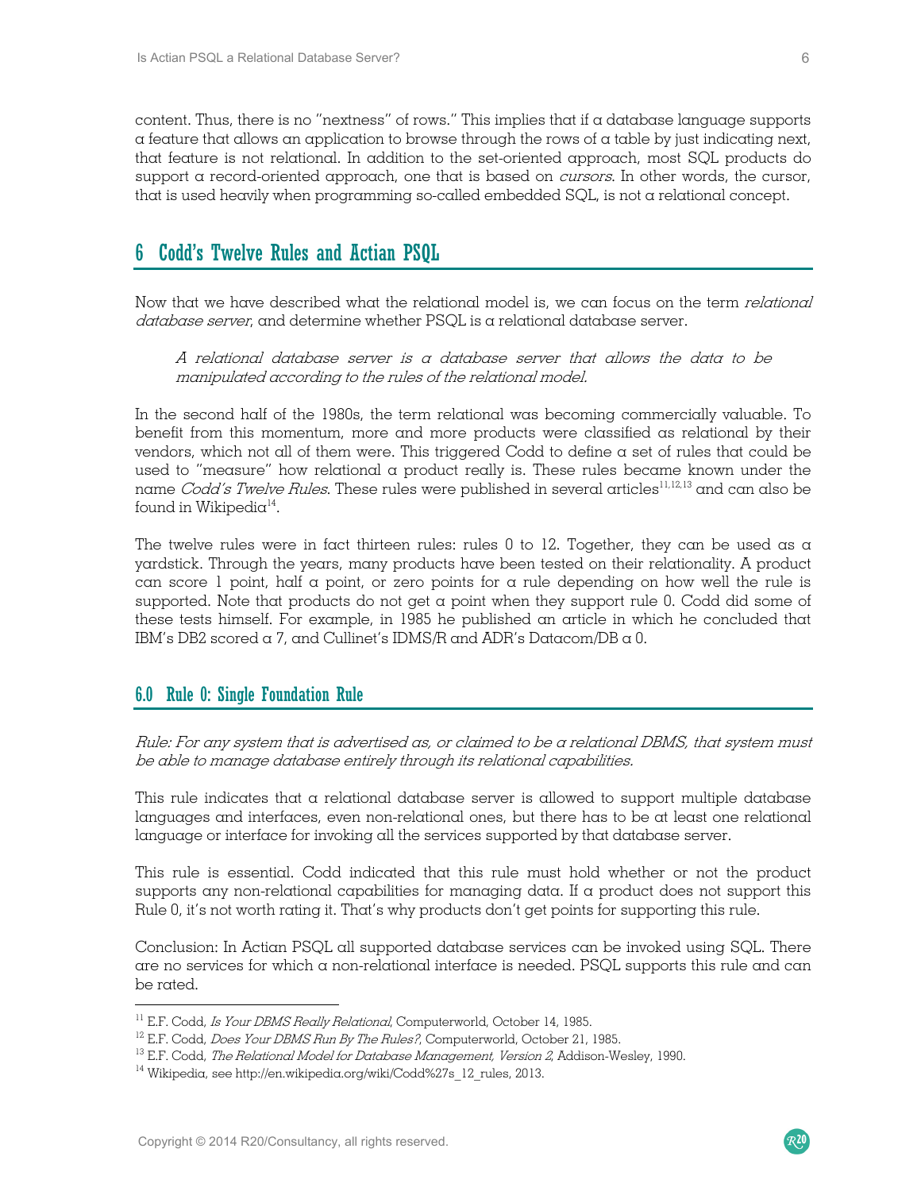content. Thus, there is no "nextness" of rows." This implies that if a database language supports a feature that allows an application to browse through the rows of a table by just indicating next, that feature is not relational. In addition to the set-oriented approach, most SQL products do support a record-oriented approach, one that is based on *cursors*. In other words, the cursor, that is used heavily when programming so-called embedded SQL, is not a relational concept.

## 6 Codd's Twelve Rules and Actian PSQL

Now that we have described what the relational model is, we can focus on the term *relational database server*, and determine whether PSQL is a relational database server.

> *A relational database server is a database server that allows the data to be manipulated according to the rules of the relational model.*

In the second half of the 1980s, the term relational was becoming commercially valuable. To benefit from this momentum, more and more products were classified as relational by their vendors, which not all of them were. This triggered Codd to define a set of rules that could be used to "measure" how relational a product really is. These rules became known under the name *Codd's Twelve Rules*. These rules were published in several articles[11,12,13] and can also be found in Wikipedia[14].

The twelve rules were in fact thirteen rules: rules 0 to 12. Together, they can be used as a yardstick. Through the years, many products have been tested on their relationality. A product can score 1 point, half a point, or zero points for a rule depending on how well the rule is supported. Note that products do not get a point when they support rule 0. Codd did some of these tests himself. For example, in 1985 he published an article in which he concluded that IBM's DB2 scored a 7, and Cullinet's IDMS/R and ADR's Datacom/DB a 0.

### 6.0 Rule 0: Single Foundation Rule

*Rule: For any system that is advertised as, or claimed to be a relational DBMS, that system must be able to manage database entirely through its relational capabilities.*

This rule indicates that a relational database server is allowed to support multiple database languages and interfaces, even non-relational ones, but there has to be at least one relational language or interface for invoking all the services supported by that database server.

This rule is essential. Codd indicated that this rule must hold whether or not the product supports any non-relational capabilities for managing data. If a product does not support this Rule 0, it's not worth rating it. That's why products don't get points for supporting this rule.

Conclusion: In Actian PSQL all supported database services can be invoked using SQL. There are no services for which a non-relational interface is needed. PSQL supports this rule and can be rated.

---

[11] E.F. Codd, *Is Your DBMS Really Relational*, Computerworld, October 14, 1985.

[12] E.F. Codd, *Does Your DBMS Run By The Rules?*, Computerworld, October 21, 1985.

[13] E.F. Codd, *The Relational Model for Database Management, Version 2*, Addison-Wesley, 1990.

[14] Wikipedia, see http://en.wikipedia.org/wiki/Codd%27s_12_rules, 2013.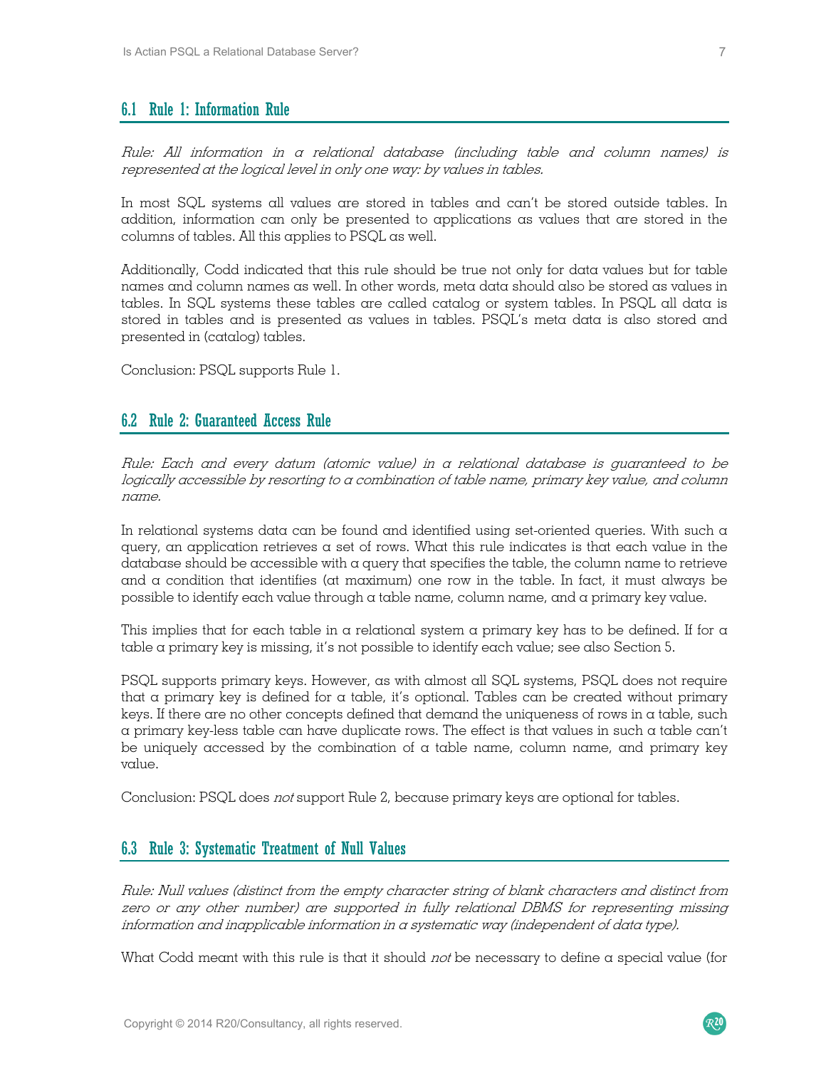## 6.1 Rule 1: Information Rule

*Rule: All information in a relational database (including table and column names) is represented at the logical level in only one way: by values in tables.*

In most SQL systems all values are stored in tables and can't be stored outside tables. In addition, information can only be presented to applications as values that are stored in the columns of tables. All this applies to PSQL as well.

Additionally, Codd indicated that this rule should be true not only for data values but for table names and column names as well. In other words, meta data should also be stored as values in tables. In SQL systems these tables are called catalog or system tables. In PSQL all data is stored in tables and is presented as values in tables. PSQL's meta data is also stored and presented in (catalog) tables.

Conclusion: PSQL supports Rule 1.

## 6.2 Rule 2: Guaranteed Access Rule

*Rule: Each and every datum (atomic value) in a relational database is guaranteed to be logically accessible by resorting to a combination of table name, primary key value, and column name.*

In relational systems data can be found and identified using set-oriented queries. With such a query, an application retrieves a set of rows. What this rule indicates is that each value in the database should be accessible with a query that specifies the table, the column name to retrieve and a condition that identifies (at maximum) one row in the table. In fact, it must always be possible to identify each value through a table name, column name, and a primary key value.

This implies that for each table in a relational system a primary key has to be defined. If for a table a primary key is missing, it's not possible to identify each value; see also Section 5.

PSQL supports primary keys. However, as with almost all SQL systems, PSQL does not require that a primary key is defined for a table, it's optional. Tables can be created without primary keys. If there are no other concepts defined that demand the uniqueness of rows in a table, such a primary key-less table can have duplicate rows. The effect is that values in such a table can't be uniquely accessed by the combination of a table name, column name, and primary key value.

Conclusion: PSQL does *not* support Rule 2, because primary keys are optional for tables.

## 6.3 Rule 3: Systematic Treatment of Null Values

*Rule: Null values (distinct from the empty character string of blank characters and distinct from zero or any other number) are supported in fully relational DBMS for representing missing information and inapplicable information in a systematic way (independent of data type).*

What Codd meant with this rule is that it should *not* be necessary to define a special value (for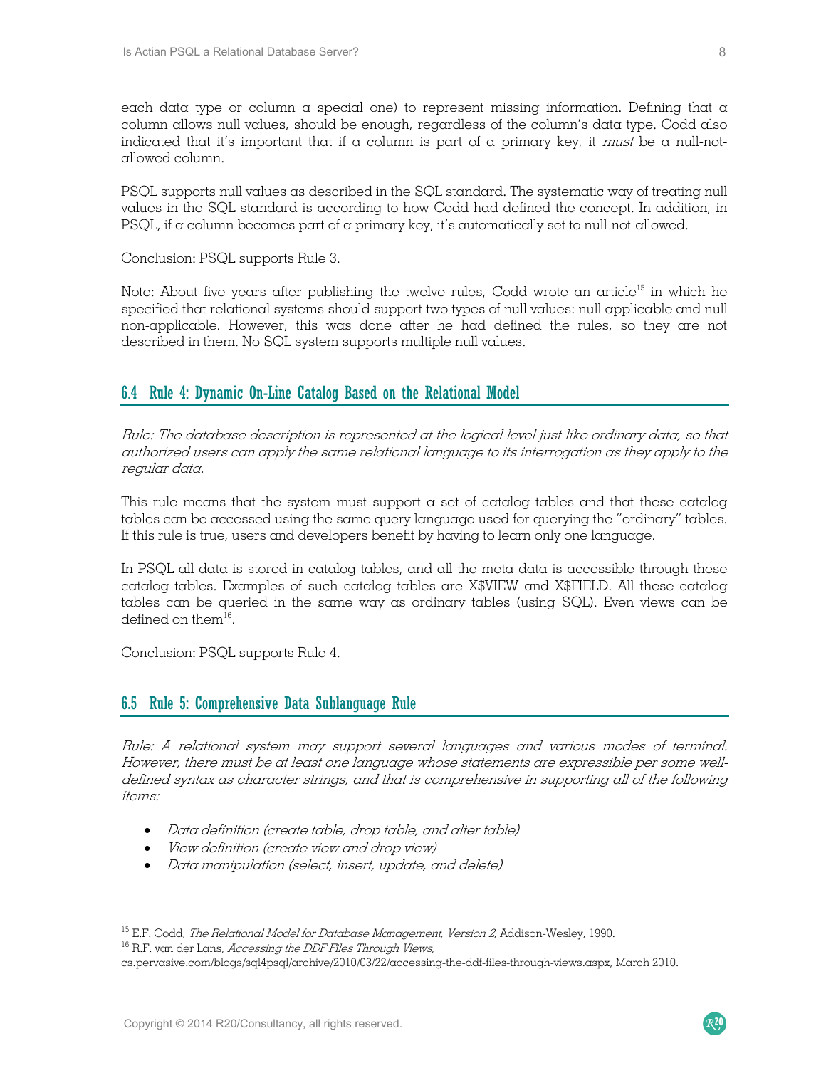each data type or column a special one) to represent missing information. Defining that a column allows null values, should be enough, regardless of the column's data type. Codd also indicated that it's important that if a column is part of a primary key, it *must* be a null-not-allowed column.

PSQL supports null values as described in the SQL standard. The systematic way of treating null values in the SQL standard is according to how Codd had defined the concept. In addition, in PSQL, if a column becomes part of a primary key, it's automatically set to null-not-allowed.

Conclusion: PSQL supports Rule 3.

Note: About five years after publishing the twelve rules, Codd wrote an article[15] in which he specified that relational systems should support two types of null values: null applicable and null non-applicable. However, this was done after he had defined the rules, so they are not described in them. No SQL system supports multiple null values.

## 6.4 Rule 4: Dynamic On-Line Catalog Based on the Relational Model

*Rule: The database description is represented at the logical level just like ordinary data, so that authorized users can apply the same relational language to its interrogation as they apply to the regular data.*

This rule means that the system must support a set of catalog tables and that these catalog tables can be accessed using the same query language used for querying the "ordinary" tables. If this rule is true, users and developers benefit by having to learn only one language.

In PSQL all data is stored in catalog tables, and all the meta data is accessible through these catalog tables. Examples of such catalog tables are X$VIEW and X$FIELD. All these catalog tables can be queried in the same way as ordinary tables (using SQL). Even views can be defined on them[16].

Conclusion: PSQL supports Rule 4.

## 6.5 Rule 5: Comprehensive Data Sublanguage Rule

*Rule: A relational system may support several languages and various modes of terminal. However, there must be at least one language whose statements are expressible per some well-defined syntax as character strings, and that is comprehensive in supporting all of the following items:*

- *Data definition (create table, drop table, and alter table)*
- *View definition (create view and drop view)*
- *Data manipulation (select, insert, update, and delete)*

---

[15] E.F. Codd, *The Relational Model for Database Management, Version 2*, Addison-Wesley, 1990.

[16] R.F. van der Lans, *Accessing the DDF Files Through Views*, cs.pervasive.com/blogs/sql4psql/archive/2010/03/22/accessing-the-ddf-files-through-views.aspx, March 2010.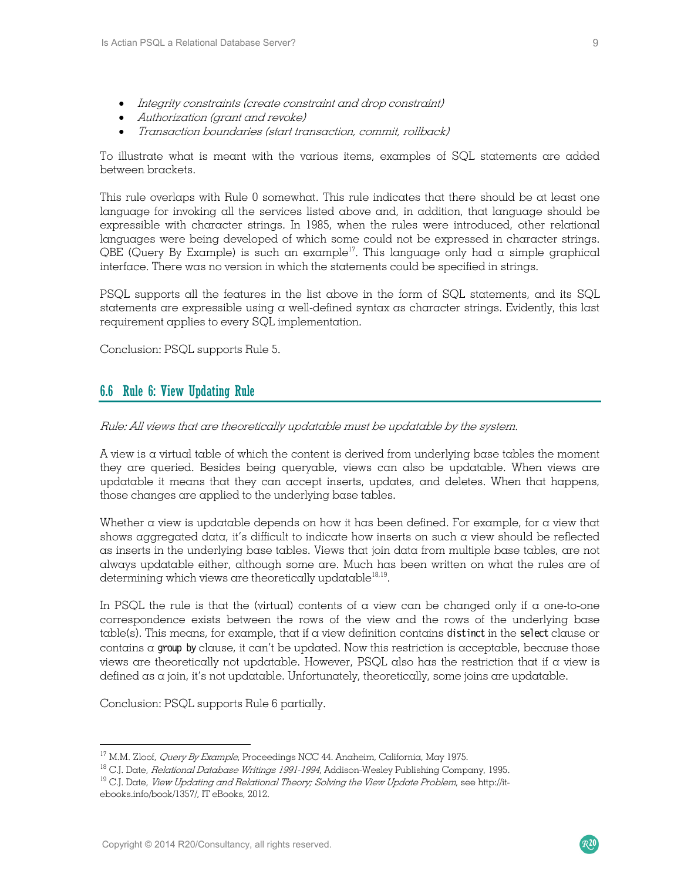- *Integrity constraints (create constraint and drop constraint)*
- *Authorization (grant and revoke)*
- *Transaction boundaries (start transaction, commit, rollback)*

To illustrate what is meant with the various items, examples of SQL statements are added between brackets.

This rule overlaps with Rule 0 somewhat. This rule indicates that there should be at least one language for invoking all the services listed above and, in addition, that language should be expressible with character strings. In 1985, when the rules were introduced, other relational languages were being developed of which some could not be expressed in character strings. QBE (Query By Example) is such an example[17]. This language only had a simple graphical interface. There was no version in which the statements could be specified in strings.

PSQL supports all the features in the list above in the form of SQL statements, and its SQL statements are expressible using a well-defined syntax as character strings. Evidently, this last requirement applies to every SQL implementation.

Conclusion: PSQL supports Rule 5.

## 6.6 Rule 6: View Updating Rule

*Rule: All views that are theoretically updatable must be updatable by the system.*

A view is a virtual table of which the content is derived from underlying base tables the moment they are queried. Besides being queryable, views can also be updatable. When views are updatable it means that they can accept inserts, updates, and deletes. When that happens, those changes are applied to the underlying base tables.

Whether a view is updatable depends on how it has been defined. For example, for a view that shows aggregated data, it's difficult to indicate how inserts on such a view should be reflected as inserts in the underlying base tables. Views that join data from multiple base tables, are not always updatable either, although some are. Much has been written on what the rules are of determining which views are theoretically updatable[18,19].

In PSQL the rule is that the (virtual) contents of a view can be changed only if a one-to-one correspondence exists between the rows of the view and the rows of the underlying base table(s). This means, for example, that if a view definition contains `distinct` in the `select` clause or contains a `group by` clause, it can't be updated. Now this restriction is acceptable, because those views are theoretically not updatable. However, PSQL also has the restriction that if a view is defined as a join, it's not updatable. Unfortunately, theoretically, some joins are updatable.

Conclusion: PSQL supports Rule 6 partially.

---

[17] M.M. Zloof, *Query By Example*, Proceedings NCC 44. Anaheim, California, May 1975.

[18] C.J. Date, *Relational Database Writings 1991-1994*, Addison-Wesley Publishing Company, 1995.

[19] C.J. Date, *View Updating and Relational Theory; Solving the View Update Problem*, see http://it-ebooks.info/book/1357/, IT eBooks, 2012.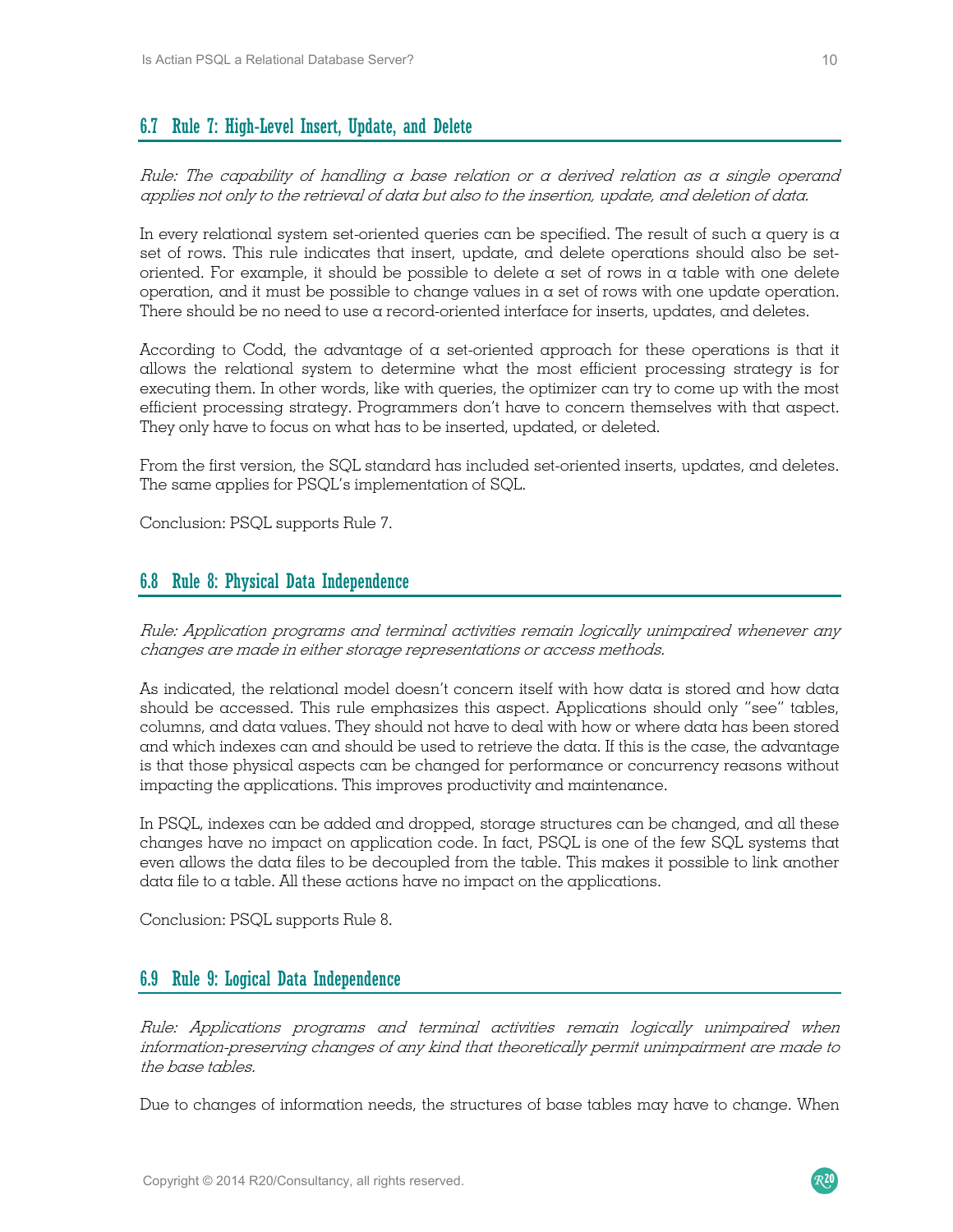## 6.7 Rule 7: High-Level Insert, Update, and Delete

*Rule: The capability of handling a base relation or a derived relation as a single operand applies not only to the retrieval of data but also to the insertion, update, and deletion of data.*

In every relational system set-oriented queries can be specified. The result of such a query is a set of rows. This rule indicates that insert, update, and delete operations should also be set-oriented. For example, it should be possible to delete a set of rows in a table with one delete operation, and it must be possible to change values in a set of rows with one update operation. There should be no need to use a record-oriented interface for inserts, updates, and deletes.

According to Codd, the advantage of a set-oriented approach for these operations is that it allows the relational system to determine what the most efficient processing strategy is for executing them. In other words, like with queries, the optimizer can try to come up with the most efficient processing strategy. Programmers don't have to concern themselves with that aspect. They only have to focus on what has to be inserted, updated, or deleted.

From the first version, the SQL standard has included set-oriented inserts, updates, and deletes. The same applies for PSQL's implementation of SQL.

Conclusion: PSQL supports Rule 7.

## 6.8 Rule 8: Physical Data Independence

*Rule: Application programs and terminal activities remain logically unimpaired whenever any changes are made in either storage representations or access methods.*

As indicated, the relational model doesn't concern itself with how data is stored and how data should be accessed. This rule emphasizes this aspect. Applications should only "see" tables, columns, and data values. They should not have to deal with how or where data has been stored and which indexes can and should be used to retrieve the data. If this is the case, the advantage is that those physical aspects can be changed for performance or concurrency reasons without impacting the applications. This improves productivity and maintenance.

In PSQL, indexes can be added and dropped, storage structures can be changed, and all these changes have no impact on application code. In fact, PSQL is one of the few SQL systems that even allows the data files to be decoupled from the table. This makes it possible to link another data file to a table. All these actions have no impact on the applications.

Conclusion: PSQL supports Rule 8.

## 6.9 Rule 9: Logical Data Independence

*Rule: Applications programs and terminal activities remain logically unimpaired when information-preserving changes of any kind that theoretically permit unimpairment are made to the base tables.*

Due to changes of information needs, the structures of base tables may have to change. When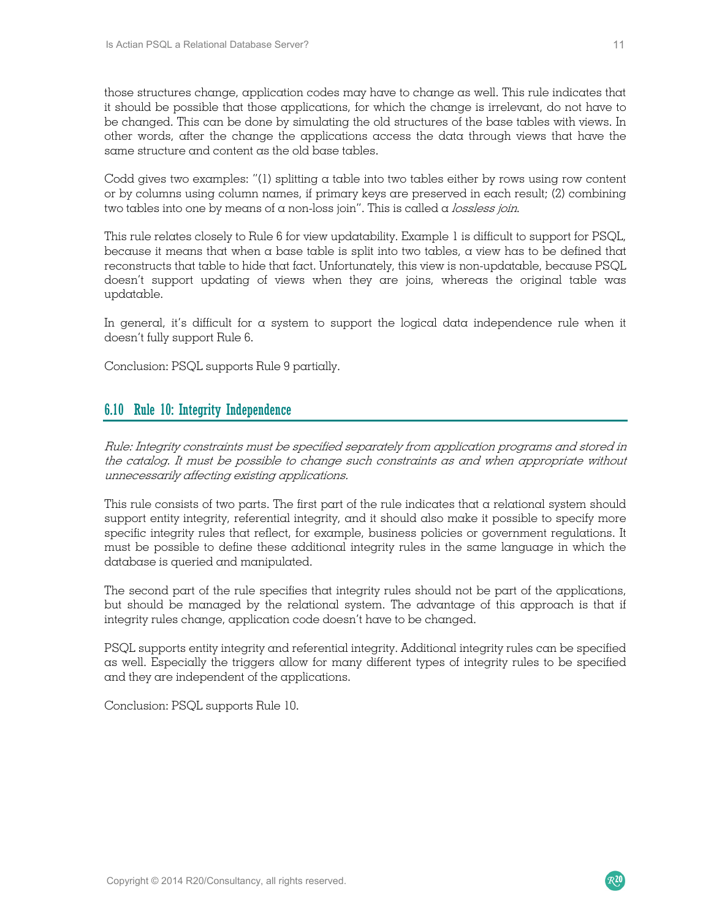those structures change, application codes may have to change as well. This rule indicates that it should be possible that those applications, for which the change is irrelevant, do not have to be changed. This can be done by simulating the old structures of the base tables with views. In other words, after the change the applications access the data through views that have the same structure and content as the old base tables.

Codd gives two examples: "(1) splitting a table into two tables either by rows using row content or by columns using column names, if primary keys are preserved in each result; (2) combining two tables into one by means of a non-loss join". This is called a *lossless join*.

This rule relates closely to Rule 6 for view updatability. Example 1 is difficult to support for PSQL, because it means that when a base table is split into two tables, a view has to be defined that reconstructs that table to hide that fact. Unfortunately, this view is non-updatable, because PSQL doesn't support updating of views when they are joins, whereas the original table was updatable.

In general, it's difficult for a system to support the logical data independence rule when it doesn't fully support Rule 6.

Conclusion: PSQL supports Rule 9 partially.

## 6.10 Rule 10: Integrity Independence

*Rule: Integrity constraints must be specified separately from application programs and stored in the catalog. It must be possible to change such constraints as and when appropriate without unnecessarily affecting existing applications.*

This rule consists of two parts. The first part of the rule indicates that a relational system should support entity integrity, referential integrity, and it should also make it possible to specify more specific integrity rules that reflect, for example, business policies or government regulations. It must be possible to define these additional integrity rules in the same language in which the database is queried and manipulated.

The second part of the rule specifies that integrity rules should not be part of the applications, but should be managed by the relational system. The advantage of this approach is that if integrity rules change, application code doesn't have to be changed.

PSQL supports entity integrity and referential integrity. Additional integrity rules can be specified as well. Especially the triggers allow for many different types of integrity rules to be specified and they are independent of the applications.

Conclusion: PSQL supports Rule 10.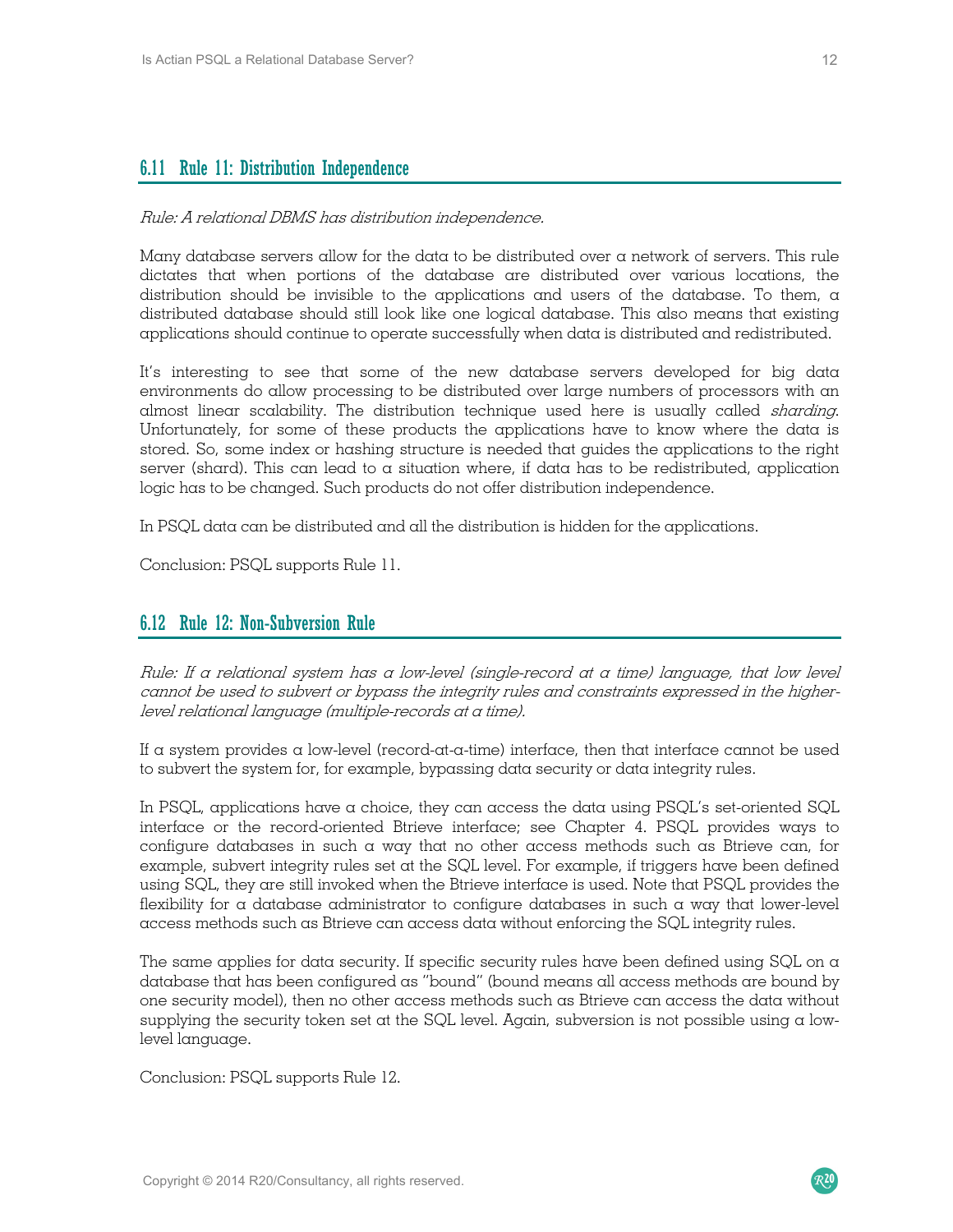## 6.11 Rule 11: Distribution Independence

*Rule: A relational DBMS has distribution independence.*

Many database servers allow for the data to be distributed over a network of servers. This rule dictates that when portions of the database are distributed over various locations, the distribution should be invisible to the applications and users of the database. To them, a distributed database should still look like one logical database. This also means that existing applications should continue to operate successfully when data is distributed and redistributed.

It's interesting to see that some of the new database servers developed for big data environments do allow processing to be distributed over large numbers of processors with an almost linear scalability. The distribution technique used here is usually called *sharding*. Unfortunately, for some of these products the applications have to know where the data is stored. So, some index or hashing structure is needed that guides the applications to the right server (shard). This can lead to a situation where, if data has to be redistributed, application logic has to be changed. Such products do not offer distribution independence.

In PSQL data can be distributed and all the distribution is hidden for the applications.

Conclusion: PSQL supports Rule 11.

## 6.12 Rule 12: Non-Subversion Rule

*Rule: If a relational system has a low-level (single-record at a time) language, that low level cannot be used to subvert or bypass the integrity rules and constraints expressed in the higher-level relational language (multiple-records at a time).*

If a system provides a low-level (record-at-a-time) interface, then that interface cannot be used to subvert the system for, for example, bypassing data security or data integrity rules.

In PSQL, applications have a choice, they can access the data using PSQL's set-oriented SQL interface or the record-oriented Btrieve interface; see Chapter 4. PSQL provides ways to configure databases in such a way that no other access methods such as Btrieve can, for example, subvert integrity rules set at the SQL level. For example, if triggers have been defined using SQL, they are still invoked when the Btrieve interface is used. Note that PSQL provides the flexibility for a database administrator to configure databases in such a way that lower-level access methods such as Btrieve can access data without enforcing the SQL integrity rules.

The same applies for data security. If specific security rules have been defined using SQL on a database that has been configured as "bound" (bound means all access methods are bound by one security model), then no other access methods such as Btrieve can access the data without supplying the security token set at the SQL level. Again, subversion is not possible using a low-level language.

Conclusion: PSQL supports Rule 12.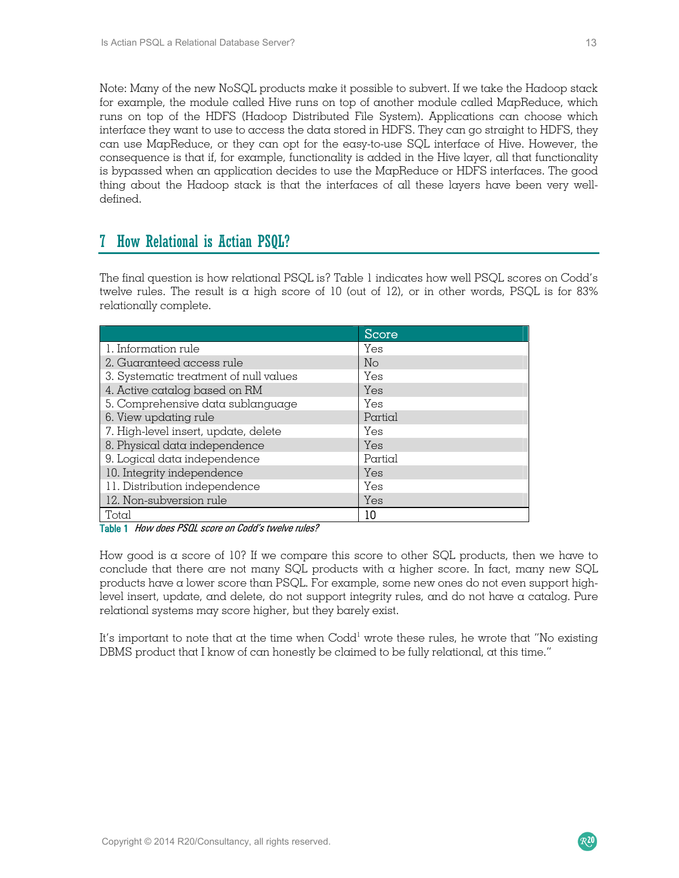Note: Many of the new NoSQL products make it possible to subvert. If we take the Hadoop stack for example, the module called Hive runs on top of another module called MapReduce, which runs on top of the HDFS (Hadoop Distributed File System). Applications can choose which interface they want to use to access the data stored in HDFS. They can go straight to HDFS, they can use MapReduce, or they can opt for the easy-to-use SQL interface of Hive. However, the consequence is that if, for example, functionality is added in the Hive layer, all that functionality is bypassed when an application decides to use the MapReduce or HDFS interfaces. The good thing about the Hadoop stack is that the interfaces of all these layers have been very well-defined.

## 7 How Relational is Actian PSQL?

The final question is how relational PSQL is? Table 1 indicates how well PSQL scores on Codd's twelve rules. The result is a high score of 10 (out of 12), or in other words, PSQL is for 83% relationally complete.

| | Score |
|---|---|
| 1. Information rule | Yes |
| 2. Guaranteed access rule | No |
| 3. Systematic treatment of null values | Yes |
| 4. Active catalog based on RM | Yes |
| 5. Comprehensive data sublanguage | Yes |
| 6. View updating rule | Partial |
| 7. High-level insert, update, delete | Yes |
| 8. Physical data independence | Yes |
| 9. Logical data independence | Partial |
| 10. Integrity independence | Yes |
| 11. Distribution independence | Yes |
| 12. Non-subversion rule | Yes |
| Total | 10 |

**Table 1** *How does PSQL score on Codd's twelve rules?*

How good is a score of 10? If we compare this score to other SQL products, then we have to conclude that there are not many SQL products with a higher score. In fact, many new SQL products have a lower score than PSQL. For example, some new ones do not even support high-level insert, update, and delete, do not support integrity rules, and do not have a catalog. Pure relational systems may score higher, but they barely exist.

It's important to note that at the time when Codd[1] wrote these rules, he wrote that "No existing DBMS product that I know of can honestly be claimed to be fully relational, at this time."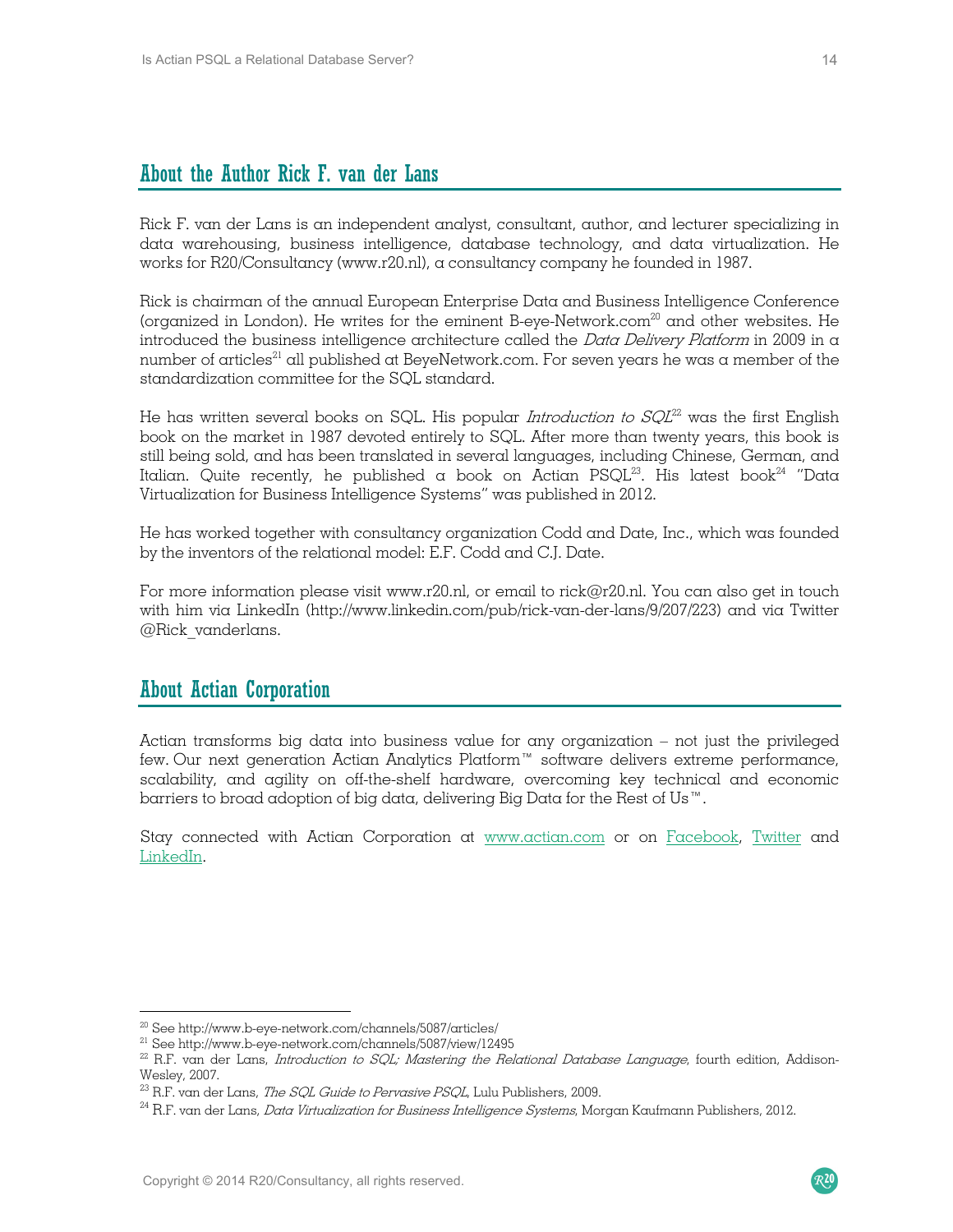## About the Author Rick F. van der Lans

Rick F. van der Lans is an independent analyst, consultant, author, and lecturer specializing in data warehousing, business intelligence, database technology, and data virtualization. He works for R20/Consultancy (www.r20.nl), a consultancy company he founded in 1987.

Rick is chairman of the annual European Enterprise Data and Business Intelligence Conference (organized in London). He writes for the eminent B-eye-Network.com[20] and other websites. He introduced the business intelligence architecture called the *Data Delivery Platform* in 2009 in a number of articles[21] all published at BeyeNetwork.com. For seven years he was a member of the standardization committee for the SQL standard.

He has written several books on SQL. His popular *Introduction to SQL*[22] was the first English book on the market in 1987 devoted entirely to SQL. After more than twenty years, this book is still being sold, and has been translated in several languages, including Chinese, German, and Italian. Quite recently, he published a book on Actian PSQL[23]. His latest book[24] "Data Virtualization for Business Intelligence Systems" was published in 2012.

He has worked together with consultancy organization Codd and Date, Inc., which was founded by the inventors of the relational model: E.F. Codd and C.J. Date.

For more information please visit www.r20.nl, or email to rick@r20.nl. You can also get in touch with him via LinkedIn (http://www.linkedin.com/pub/rick-van-der-lans/9/207/223) and via Twitter @Rick_vanderlans.

## About Actian Corporation

Actian transforms big data into business value for any organization – not just the privileged few. Our next generation Actian Analytics Platform™ software delivers extreme performance, scalability, and agility on off-the-shelf hardware, overcoming key technical and economic barriers to broad adoption of big data, delivering Big Data for the Rest of Us™.

Stay connected with Actian Corporation at www.actian.com or on Facebook, Twitter and LinkedIn.

---

[20] See http://www.b-eye-network.com/channels/5087/articles/

[21] See http://www.b-eye-network.com/channels/5087/view/12495

[22] R.F. van der Lans, *Introduction to SQL; Mastering the Relational Database Language*, fourth edition, Addison-Wesley, 2007.

[23] R.F. van der Lans, *The SQL Guide to Pervasive PSQL*, Lulu Publishers, 2009.

[24] R.F. van der Lans, *Data Virtualization for Business Intelligence Systems*, Morgan Kaufmann Publishers, 2012.